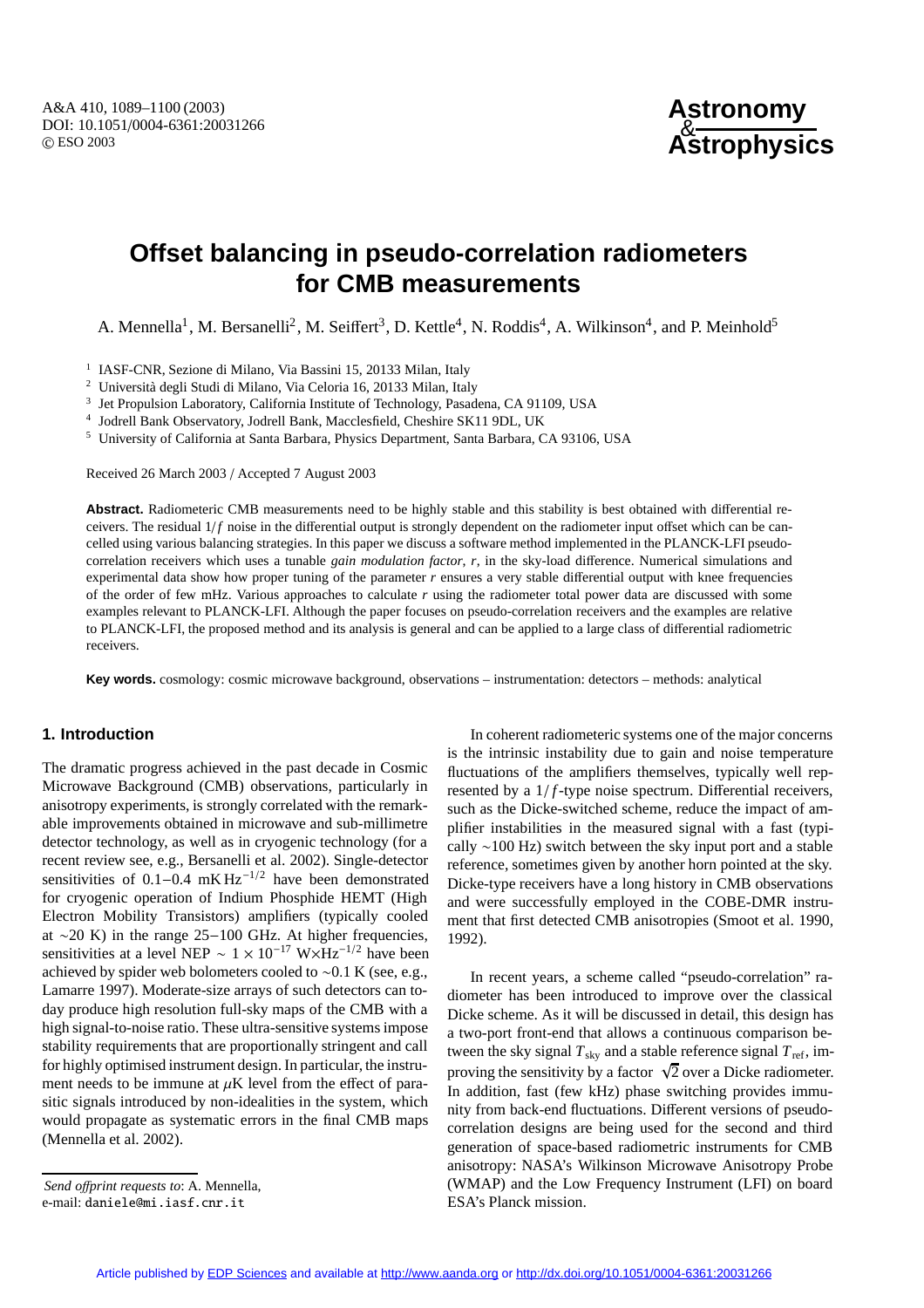# Offset balancing in pseudo-correlation radiometers for CMB measurements

A. Mennella[1], M. Bersanelli[2], M. Seiffert[3], D. Kettle[4], N. Roddis[4], A. Wilkinson[4], and P. Meinhold[5]

[1] IASF-CNR, Sezione di Milano, Via Bassini 15, 20133 Milan, Italy
[2] Università degli Studi di Milano, Via Celoria 16, 20133 Milan, Italy
[3] Jet Propulsion Laboratory, California Institute of Technology, Pasadena, CA 91109, USA
[4] Jodrell Bank Observatory, Jodrell Bank, Macclesfield, Cheshire SK11 9DL, UK
[5] University of California at Santa Barbara, Physics Department, Santa Barbara, CA 93106, USA

Received 26 March 2003 / Accepted 7 August 2003

**Abstract.** Radiometeric CMB measurements need to be highly stable and this stability is best obtained with differential receivers. The residual $1/f$ noise in the differential output is strongly dependent on the radiometer input offset which can be cancelled using various balancing strategies. In this paper we discuss a software method implemented in the PLANCK-LFI pseudo-correlation receivers which uses a tunable *gain modulation factor, r,* in the sky-load difference. Numerical simulations and experimental data show how proper tuning of the parameter $r$ ensures a very stable differential output with knee frequencies of the order of few mHz. Various approaches to calculate $r$ using the radiometer total power data are discussed with some examples relevant to PLANCK-LFI. Although the paper focuses on pseudo-correlation receivers and the examples are relative to PLANCK-LFI, the proposed method and its analysis is general and can be applied to a large class of differential radiometric receivers.

**Key words.** cosmology: cosmic microwave background, observations – instrumentation: detectors – methods: analytical

## 1. Introduction

The dramatic progress achieved in the past decade in Cosmic Microwave Background (CMB) observations, particularly in anisotropy experiments, is strongly correlated with the remarkable improvements obtained in microwave and sub-millimetre detector technology, as well as in cryogenic technology (for a recent review see, e.g., Bersanelli et al. 2002). Single-detector sensitivities of 0.1–0.4 $\mathrm{mK\,Hz^{-1/2}}$ have been demonstrated for cryogenic operation of Indium Phosphide HEMT (High Electron Mobility Transistors) amplifiers (typically cooled at ∼20 K) in the range 25–100 GHz. At higher frequencies, sensitivities at a level NEP $\sim 1 \times 10^{-17}$ $\mathrm{W{\times}Hz^{-1/2}}$ have been achieved by spider web bolometers cooled to ∼0.1 K (see, e.g., Lamarre 1997). Moderate-size arrays of such detectors can today produce high resolution full-sky maps of the CMB with a high signal-to-noise ratio. These ultra-sensitive systems impose stability requirements that are proportionally stringent and call for highly optimised instrument design. In particular, the instrument needs to be immune at $\mu$K level from the effect of parasitic signals introduced by non-idealities in the system, which would propagate as systematic errors in the final CMB maps (Mennella et al. 2002).

In coherent radiometeric systems one of the major concerns is the intrinsic instability due to gain and noise temperature fluctuations of the amplifiers themselves, typically well represented by a $1/f$-type noise spectrum. Differential receivers, such as the Dicke-switched scheme, reduce the impact of amplifier instabilities in the measured signal with a fast (typically ∼100 Hz) switch between the sky input port and a stable reference, sometimes given by another horn pointed at the sky. Dicke-type receivers have a long history in CMB observations and were successfully employed in the COBE-DMR instrument that first detected CMB anisotropies (Smoot et al. 1990, 1992).

In recent years, a scheme called "pseudo-correlation" radiometer has been introduced to improve over the classical Dicke scheme. As it will be discussed in detail, this design has a two-port front-end that allows a continuous comparison between the sky signal $T_{\rm sky}$ and a stable reference signal $T_{\rm ref}$, improving the sensitivity by a factor $\sqrt{2}$ over a Dicke radiometer. In addition, fast (few kHz) phase switching provides immunity from back-end fluctuations. Different versions of pseudo-correlation designs are being used for the second and third generation of space-based radiometric instruments for CMB anisotropy: NASA's Wilkinson Microwave Anisotropy Probe (WMAP) and the Low Frequency Instrument (LFI) on board ESA's Planck mission.

*Send offprint requests to*: A. Mennella,
e-mail: daniele@mi.iasf.cnr.it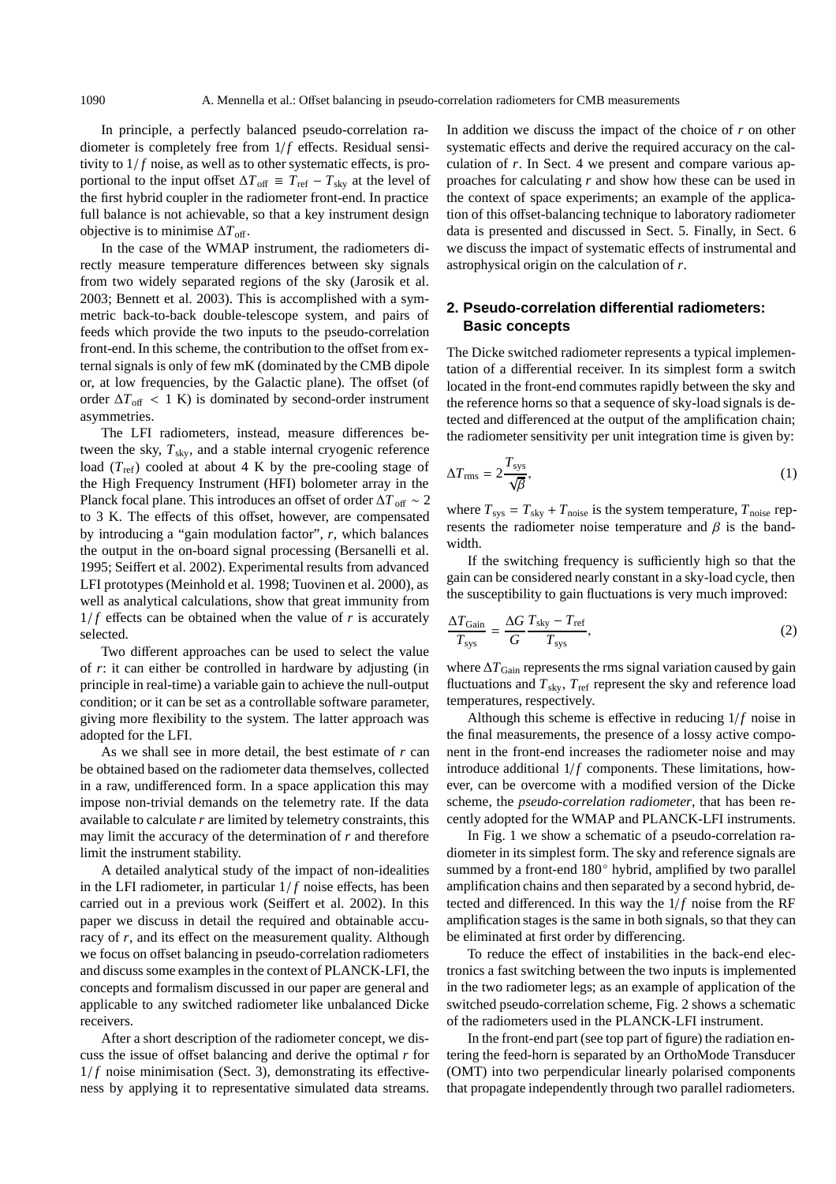In principle, a perfectly balanced pseudo-correlation radiometer is completely free from $1/f$ effects. Residual sensitivity to $1/f$ noise, as well as to other systematic effects, is proportional to the input offset $\Delta T_{\rm off} \equiv T_{\rm ref} - T_{\rm sky}$ at the level of the first hybrid coupler in the radiometer front-end. In practice full balance is not achievable, so that a key instrument design objective is to minimise $\Delta T_{\rm off}$.

In the case of the WMAP instrument, the radiometers directly measure temperature differences between sky signals from two widely separated regions of the sky (Jarosik et al. 2003; Bennett et al. 2003). This is accomplished with a symmetric back-to-back double-telescope system, and pairs of feeds which provide the two inputs to the pseudo-correlation front-end. In this scheme, the contribution to the offset from external signals is only of few mK (dominated by the CMB dipole or, at low frequencies, by the Galactic plane). The offset (of order $\Delta T_{\rm off} < 1$ K) is dominated by second-order instrument asymmetries.

The LFI radiometers, instead, measure differences between the sky, $T_{\rm sky}$, and a stable internal cryogenic reference load ($T_{\rm ref}$) cooled at about 4 K by the pre-cooling stage of the High Frequency Instrument (HFI) bolometer array in the Planck focal plane. This introduces an offset of order $\Delta T_{\rm off} \sim 2$ to 3 K. The effects of this offset, however, are compensated by introducing a "gain modulation factor", $r$, which balances the output in the on-board signal processing (Bersanelli et al. 1995; Seiffert et al. 2002). Experimental results from advanced LFI prototypes (Meinhold et al. 1998; Tuovinen et al. 2000), as well as analytical calculations, show that great immunity from $1/f$ effects can be obtained when the value of $r$ is accurately selected.

Two different approaches can be used to select the value of $r$: it can either be controlled in hardware by adjusting (in principle in real-time) a variable gain to achieve the null-output condition; or it can be set as a controllable software parameter, giving more flexibility to the system. The latter approach was adopted for the LFI.

As we shall see in more detail, the best estimate of $r$ can be obtained based on the radiometer data themselves, collected in a raw, undifferenced form. In a space application this may impose non-trivial demands on the telemetry rate. If the data available to calculate $r$ are limited by telemetry constraints, this may limit the accuracy of the determination of $r$ and therefore limit the instrument stability.

A detailed analytical study of the impact of non-idealities in the LFI radiometer, in particular $1/f$ noise effects, has been carried out in a previous work (Seiffert et al. 2002). In this paper we discuss in detail the required and obtainable accuracy of $r$, and its effect on the measurement quality. Although we focus on offset balancing in pseudo-correlation radiometers and discuss some examples in the context of PLANCK-LFI, the concepts and formalism discussed in our paper are general and applicable to any switched radiometer like unbalanced Dicke receivers.

After a short description of the radiometer concept, we discuss the issue of offset balancing and derive the optimal $r$ for $1/f$ noise minimisation (Sect. 3), demonstrating its effectiveness by applying it to representative simulated data streams. In addition we discuss the impact of the choice of $r$ on other systematic effects and derive the required accuracy on the calculation of $r$. In Sect. 4 we present and compare various approaches for calculating $r$ and show how these can be used in the context of space experiments; an example of the application of this offset-balancing technique to laboratory radiometer data is presented and discussed in Sect. 5. Finally, in Sect. 6 we discuss the impact of systematic effects of instrumental and astrophysical origin on the calculation of $r$.

## 2. Pseudo-correlation differential radiometers: Basic concepts

The Dicke switched radiometer represents a typical implementation of a differential receiver. In its simplest form a switch located in the front-end commutes rapidly between the sky and the reference horns so that a sequence of sky-load signals is detected and differenced at the output of the amplification chain; the radiometer sensitivity per unit integration time is given by:

$$\Delta T_{\rm rms} = 2\frac{T_{\rm sys}}{\sqrt{\beta}}, \tag{1}$$

where $T_{\rm sys} = T_{\rm sky} + T_{\rm noise}$ is the system temperature, $T_{\rm noise}$ represents the radiometer noise temperature and $\beta$ is the bandwidth.

If the switching frequency is sufficiently high so that the gain can be considered nearly constant in a sky-load cycle, then the susceptibility to gain fluctuations is very much improved:

$$\frac{\Delta T_{\rm Gain}}{T_{\rm sys}} = \frac{\Delta G}{G}\frac{T_{\rm sky} - T_{\rm ref}}{T_{\rm sys}}, \tag{2}$$

where $\Delta T_{\rm Gain}$ represents the rms signal variation caused by gain fluctuations and $T_{\rm sky}$, $T_{\rm ref}$ represent the sky and reference load temperatures, respectively.

Although this scheme is effective in reducing $1/f$ noise in the final measurements, the presence of a lossy active component in the front-end increases the radiometer noise and may introduce additional $1/f$ components. These limitations, however, can be overcome with a modified version of the Dicke scheme, the *pseudo-correlation radiometer*, that has been recently adopted for the WMAP and PLANCK-LFI instruments.

In Fig. 1 we show a schematic of a pseudo-correlation radiometer in its simplest form. The sky and reference signals are summed by a front-end 180° hybrid, amplified by two parallel amplification chains and then separated by a second hybrid, detected and differenced. In this way the $1/f$ noise from the RF amplification stages is the same in both signals, so that they can be eliminated at first order by differencing.

To reduce the effect of instabilities in the back-end electronics a fast switching between the two inputs is implemented in the two radiometer legs; as an example of application of the switched pseudo-correlation scheme, Fig. 2 shows a schematic of the radiometers used in the PLANCK-LFI instrument.

In the front-end part (see top part of figure) the radiation entering the feed-horn is separated by an OrthoMode Transducer (OMT) into two perpendicular linearly polarised components that propagate independently through two parallel radiometers.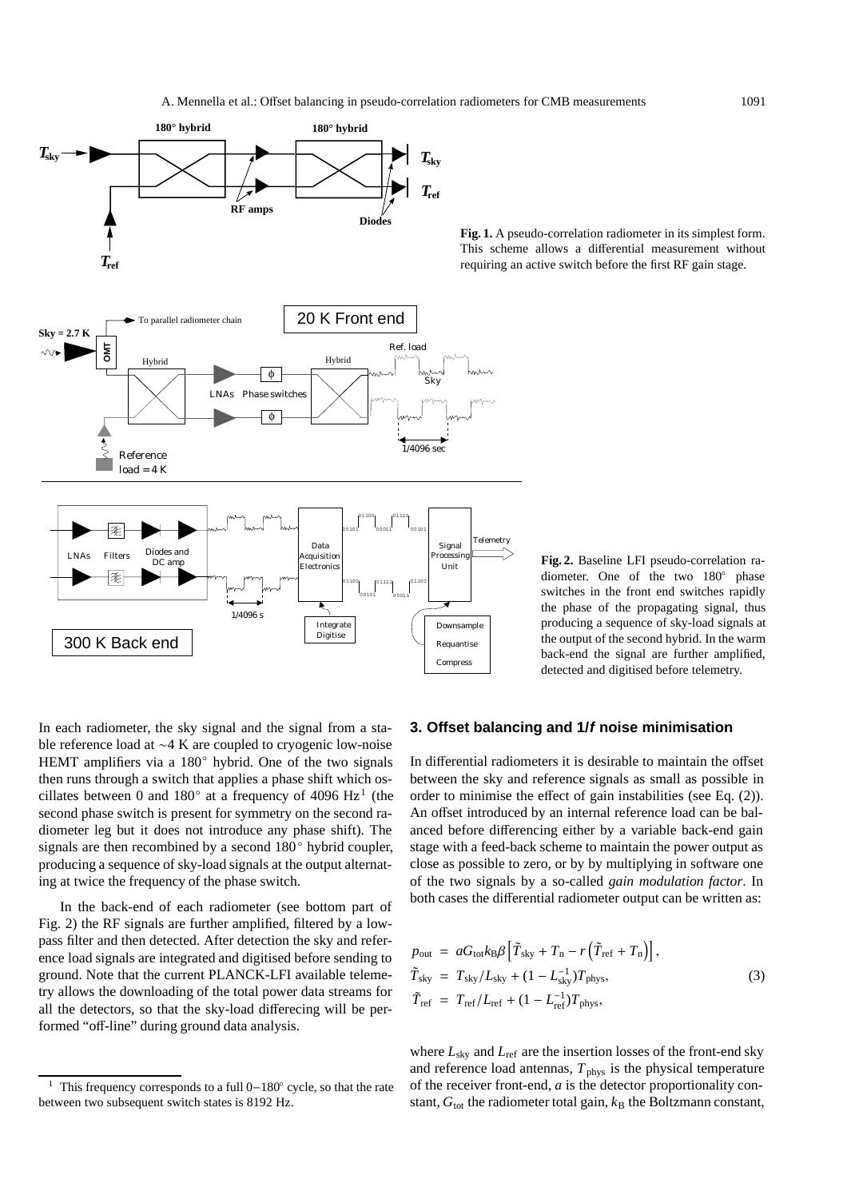**Fig. 1.** A pseudo-correlation radiometer in its simplest form. This scheme allows a differential measurement without requiring an active switch before the first RF gain stage.

**Fig. 2.** Baseline LFI pseudo-correlation radiometer. One of the two 180° phase switches in the front end switches rapidly the phase of the propagating signal, thus producing a sequence of sky-load signals at the output of the second hybrid. In the warm back-end the signal are further amplified, detected and digitised before telemetry.

In each radiometer, the sky signal and the signal from a stable reference load at ∼4 K are coupled to cryogenic low-noise HEMT amplifiers via a 180° hybrid. One of the two signals then runs through a switch that applies a phase shift which oscillates between 0 and 180° at a frequency of 4096 Hz[1] (the second phase switch is present for symmetry on the second radiometer leg but it does not introduce any phase shift). The signals are then recombined by a second 180° hybrid coupler, producing a sequence of sky-load signals at the output alternating at twice the frequency of the phase switch.

In the back-end of each radiometer (see bottom part of Fig. 2) the RF signals are further amplified, filtered by a low-pass filter and then detected. After detection the sky and reference load signals are integrated and digitised before sending to ground. Note that the current PLANCK-LFI available telemetry allows the downloading of the total power data streams for all the detectors, so that the sky-load differecing will be performed "off-line" during ground data analysis.

[1] This frequency corresponds to a full 0−180° cycle, so that the rate between two subsequent switch states is 8192 Hz.

## 3. Offset balancing and 1/*f* noise minimisation

In differential radiometers it is desirable to maintain the offset between the sky and reference signals as small as possible in order to minimise the effect of gain instabilities (see Eq. (2)). An offset introduced by an internal reference load can be balanced before differencing either by a variable back-end gain stage with a feed-back scheme to maintain the power output as close as possible to zero, or by by multiplying in software one of the two signals by a so-called *gain modulation factor*. In both cases the differential radiometer output can be written as:

$$
\begin{aligned}
p_{\rm out} &= a G_{\rm tot} k_{\rm B} \beta \left[ \tilde{T}_{\rm sky} + T_{\rm n} - r \left( \tilde{T}_{\rm ref} + T_{\rm n} \right) \right], \\
\tilde{T}_{\rm sky} &= T_{\rm sky}/L_{\rm sky} + (1 - L_{\rm sky}^{-1}) T_{\rm phys}, \\
\tilde{T}_{\rm ref} &= T_{\rm ref}/L_{\rm ref} + (1 - L_{\rm ref}^{-1}) T_{\rm phys},
\end{aligned}
\tag{3}
$$

where $L_{\rm sky}$ and $L_{\rm ref}$ are the insertion losses of the front-end sky and reference load antennas, $T_{\rm phys}$ is the physical temperature of the receiver front-end, $a$ is the detector proportionality constant, $G_{\rm tot}$ the radiometer total gain, $k_{\rm B}$ the Boltzmann constant,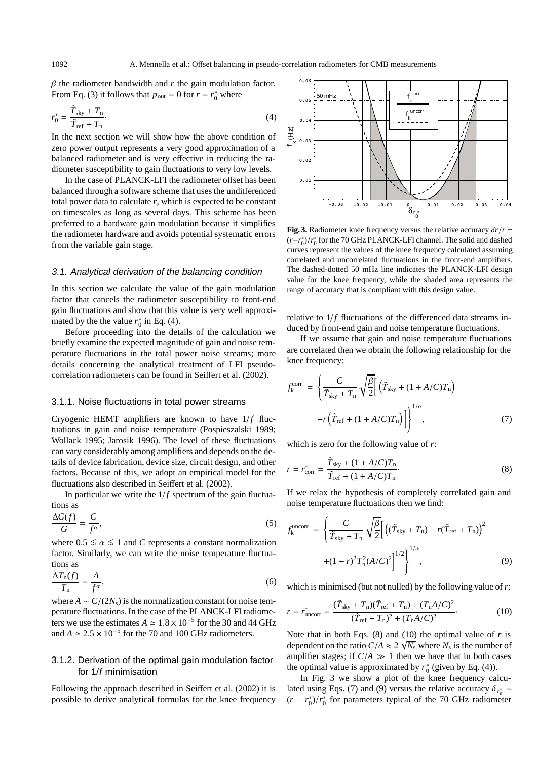$\beta$ the radiometer bandwidth and $r$ the gain modulation factor. From Eq. (3) it follows that $p_{\rm out} = 0$ for $r = r_0^*$ where

$$r_0^* = \frac{\tilde{T}_{\rm sky} + T_{\rm n}}{\tilde{T}_{\rm ref} + T_{\rm n}}. \tag{4}$$

In the next section we will show how the above condition of zero power output represents a very good approximation of a balanced radiometer and is very effective in reducing the radiometer susceptibility to gain fluctuations to very low levels.

In the case of PLANCK-LFI the radiometer offset has been balanced through a software scheme that uses the undifferenced total power data to calculate $r$, which is expected to be constant on timescales as long as several days. This scheme has been preferred to a hardware gain modulation because it simplifies the radiometer hardware and avoids potential systematic errors from the variable gain stage.

### 3.1. Analytical derivation of the balancing condition

In this section we calculate the value of the gain modulation factor that cancels the radiometer susceptibility to front-end gain fluctuations and show that this value is very well approximated by the the value $r_0^*$ in Eq. (4).

Before proceeding into the details of the calculation we briefly examine the expected magnitude of gain and noise temperature fluctuations in the total power noise streams; more details concerning the analytical treatment of LFI pseudo-correlation radiometers can be found in Seiffert et al. (2002).

#### 3.1.1. Noise fluctuations in total power streams

Cryogenic HEMT amplifiers are known to have $1/f$ fluctuations in gain and noise temperature (Pospieszalski 1989; Wollack 1995; Jarosik 1996). The level of these fluctuations can vary considerably among amplifiers and depends on the details of device fabrication, device size, circuit design, and other factors. Because of this, we adopt an empirical model for the fluctuations also described in Seiffert et al. (2002).

In particular we write the $1/f$ spectrum of the gain fluctuations as

$$\frac{\Delta G(f)}{G} = \frac{C}{f^{\alpha}}, \tag{5}$$

where $0.5 \lesssim \alpha \lesssim 1$ and $C$ represents a constant normalization factor. Similarly, we can write the noise temperature fluctuations as

$$\frac{\Delta T_{\rm n}(f)}{T_{\rm n}} = \frac{A}{f^{\alpha}}, \tag{6}$$

where $A \sim C/(2N_{\rm s})$ is the normalization constant for noise temperature fluctuations. In the case of the PLANCK-LFI radiometers we use the estimates $A \simeq 1.8 \times 10^{-5}$ for the 30 and 44 GHz and $A \simeq 2.5 \times 10^{-5}$ for the 70 and 100 GHz radiometers.

#### 3.1.2. Derivation of the optimal gain modulation factor for $1/f$ minimisation

Following the approach described in Seiffert et al. (2002) it is possible to derive analytical formulas for the knee frequency relative to $1/f$ fluctuations of the differenced data streams induced by front-end gain and noise temperature fluctuations.

**Fig. 3.** Radiometer knee frequency versus the relative accuracy $\delta r/r = (r - r_0^*)/r_0^*$ for the 70 GHz PLANCK-LFI channel. The solid and dashed curves represent the values of the knee frequency calculated assuming correlated and uncorrelated fluctuations in the front-end amplifiers. The dashed-dotted 50 mHz line indicates the PLANCK-LFI design value for the knee frequency, while the shaded area represents the range of accuracy that is compliant with this design value.

If we assume that gain and noise temperature fluctuations are correlated then we obtain the following relationship for the knee frequency:

$$f_{\rm k}^{\rm corr} = \left\{ \frac{C}{\tilde{T}_{\rm sky} + T_{\rm n}} \sqrt{\frac{\beta}{2}} \Big[ \left(\tilde{T}_{\rm sky} + (1 + A/C)T_{\rm n}\right) - r\left(\tilde{T}_{\rm ref} + (1 + A/C)T_{\rm n}\right) \Big] \right\}^{1/\alpha}, \tag{7}$$

which is zero for the following value of $r$:

$$r = r_{\rm corr}^* = \frac{\tilde{T}_{\rm sky} + (1 + A/C)T_{\rm n}}{\tilde{T}_{\rm ref} + (1 + A/C)T_{\rm n}}. \tag{8}$$

If we relax the hypothesis of completely correlated gain and noise temperature fluctuations then we find:

$$f_{\rm k}^{\rm uncorr} = \left\{ \frac{C}{\tilde{T}_{\rm sky} + T_{\rm n}} \sqrt{\frac{\beta}{2}} \Big[ \left((\tilde{T}_{\rm sky} + T_{\rm n}) - r(\tilde{T}_{\rm ref} + T_{\rm n})\right)^2 + (1 - r)^2 T_{\rm n}^2 (A/C)^2 \Big]^{1/2} \right\}^{1/\alpha}, \tag{9}$$

which is minimised (but not nulled) by the following value of $r$:

$$r = r_{\rm uncorr}^* = \frac{(\tilde{T}_{\rm sky} + T_{\rm n})(\tilde{T}_{\rm ref} + T_{\rm n}) + (T_{\rm n}A/C)^2}{(\tilde{T}_{\rm ref} + T_{\rm n})^2 + (T_{\rm n}A/C)^2}. \tag{10}$$

Note that in both Eqs. (8) and (10) the optimal value of $r$ is dependent on the ratio $C/A \approx 2\sqrt{N_{\rm s}}$ where $N_{\rm s}$ is the number of amplifier stages; if $C/A \gg 1$ then we have that in both cases the optimal value is approximated by $r_0^*$ (given by Eq. (4)).

In Fig. 3 we show a plot of the knee frequency calculated using Eqs. (7) and (9) versus the relative accuracy $\delta_{r_0^*} = (r - r_0^*)/r_0^*$ for parameters typical of the 70 GHz radiometer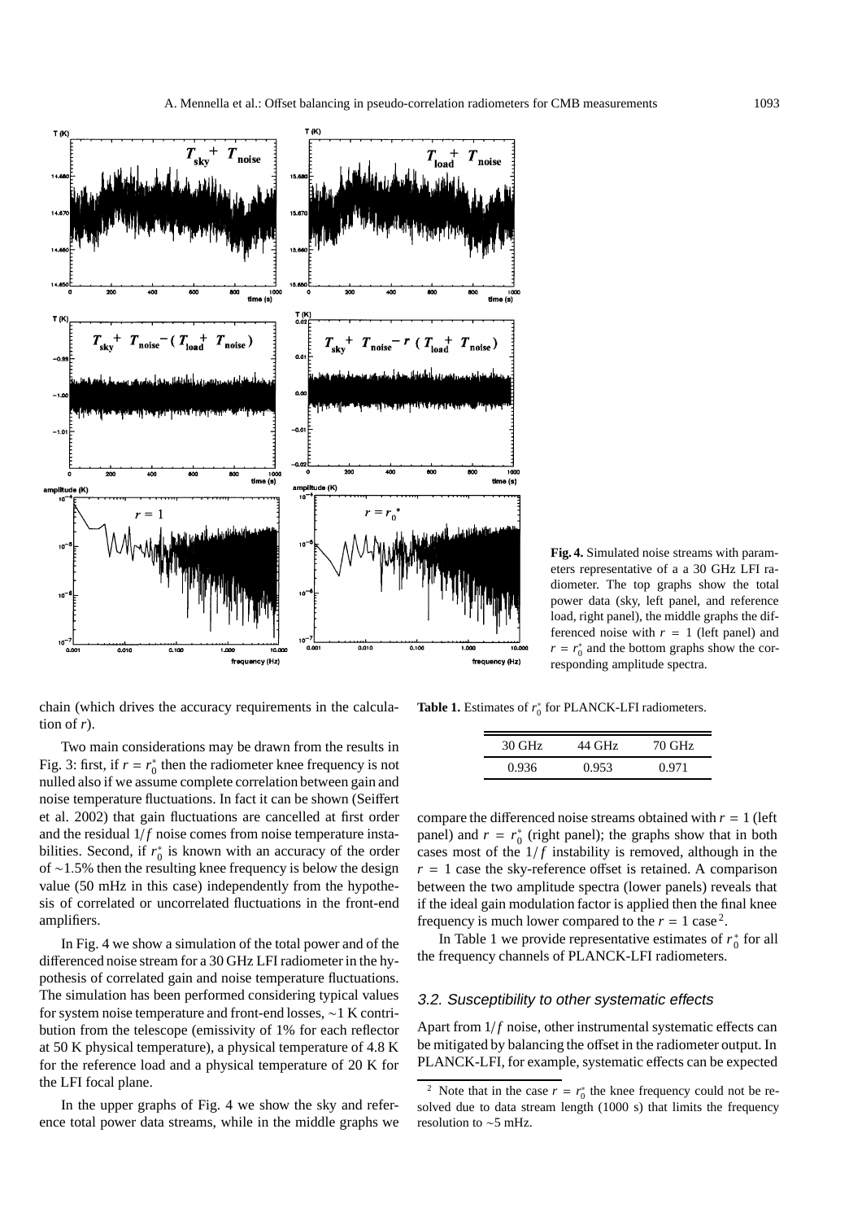**Fig. 4.** Simulated noise streams with parameters representative of a a 30 GHz LFI radiometer. The top graphs show the total power data (sky, left panel, and reference load, right panel), the middle graphs the differenced noise with $r = 1$ (left panel) and $r = r_0^*$ and the bottom graphs show the corresponding amplitude spectra.

chain (which drives the accuracy requirements in the calculation of $r$).

Two main considerations may be drawn from the results in Fig. 3: first, if $r = r_0^*$ then the radiometer knee frequency is not nulled also if we assume complete correlation between gain and noise temperature fluctuations. In fact it can be shown (Seiffert et al. 2002) that gain fluctuations are cancelled at first order and the residual $1/f$ noise comes from noise temperature instabilities. Second, if $r_0^*$ is known with an accuracy of the order of ∼1.5% then the resulting knee frequency is below the design value (50 mHz in this case) independently from the hypothesis of correlated or uncorrelated fluctuations in the front-end amplifiers.

In Fig. 4 we show a simulation of the total power and of the differenced noise stream for a 30 GHz LFI radiometer in the hypothesis of correlated gain and noise temperature fluctuations. The simulation has been performed considering typical values for system noise temperature and front-end losses, ∼1 K contribution from the telescope (emissivity of 1% for each reflector at 50 K physical temperature), a physical temperature of 4.8 K for the reference load and a physical temperature of 20 K for the LFI focal plane.

In the upper graphs of Fig. 4 we show the sky and reference total power data streams, while in the middle graphs we compare the differenced noise streams obtained with $r = 1$ (left panel) and $r = r_0^*$ (right panel); the graphs show that in both cases most of the $1/f$ instability is removed, although in the $r = 1$ case the sky-reference offset is retained. A comparison between the two amplitude spectra (lower panels) reveals that if the ideal gain modulation factor is applied then the final knee frequency is much lower compared to the $r = 1$ case[2].

In Table 1 we provide representative estimates of $r_0^*$ for all the frequency channels of PLANCK-LFI radiometers.

**Table 1.** Estimates of $r_0^*$ for PLANCK-LFI radiometers.

| 30 GHz | 44 GHz | 70 GHz |
|---|---|---|
| 0.936 | 0.953 | 0.971 |

### 3.2. Susceptibility to other systematic effects

Apart from $1/f$ noise, other instrumental systematic effects can be mitigated by balancing the offset in the radiometer output. In PLANCK-LFI, for example, systematic effects can be expected

[2] Note that in the case $r = r_0^*$ the knee frequency could not be resolved due to data stream length (1000 s) that limits the frequency resolution to ∼5 mHz.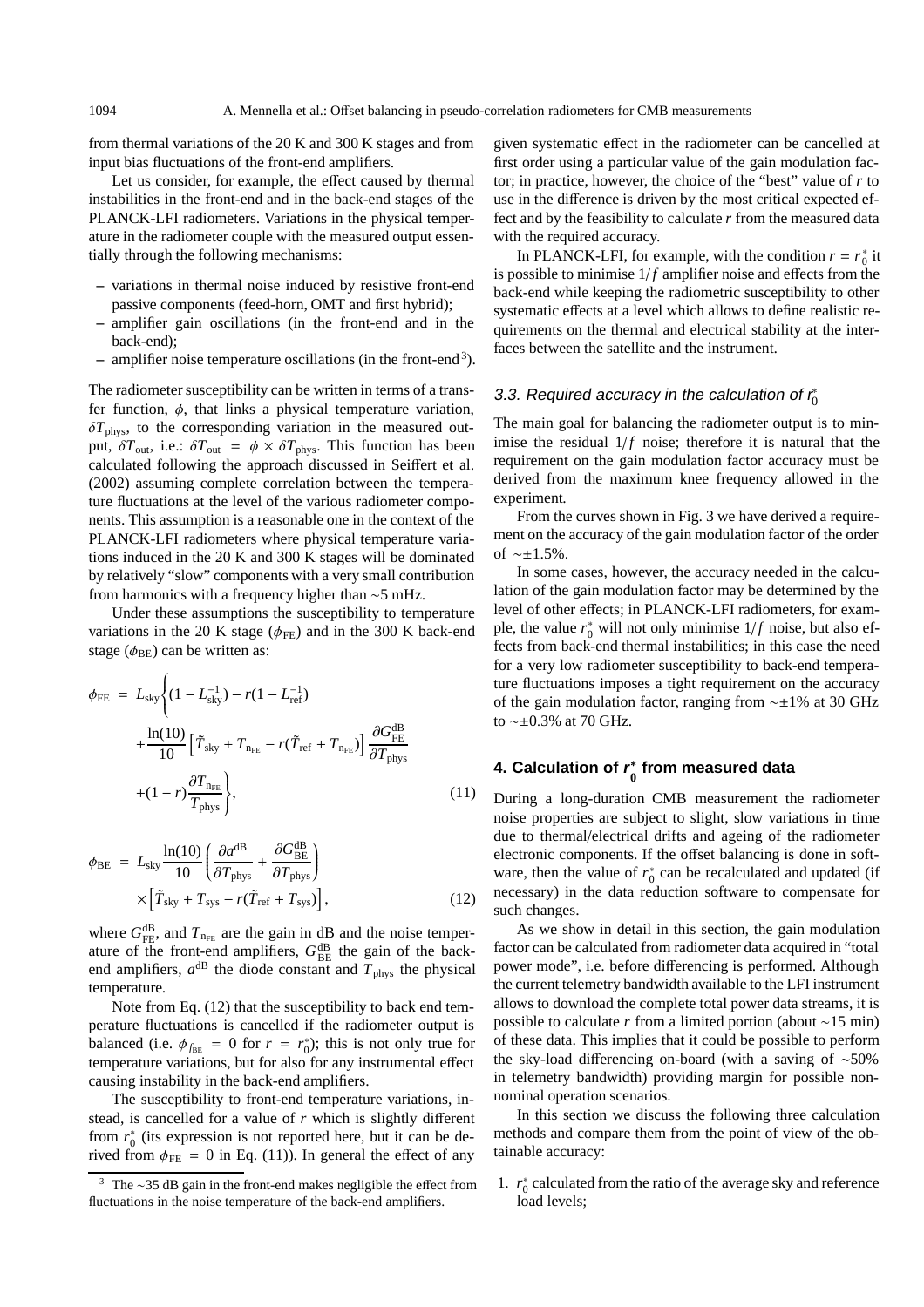from thermal variations of the 20 K and 300 K stages and from input bias fluctuations of the front-end amplifiers.

Let us consider, for example, the effect caused by thermal instabilities in the front-end and in the back-end stages of the PLANCK-LFI radiometers. Variations in the physical temperature in the radiometer couple with the measured output essentially through the following mechanisms:

- variations in thermal noise induced by resistive front-end passive components (feed-horn, OMT and first hybrid);
- amplifier gain oscillations (in the front-end and in the back-end);
- amplifier noise temperature oscillations (in the front-end[3]).

The radiometer susceptibility can be written in terms of a transfer function, $\phi$, that links a physical temperature variation, $\delta T_{\rm phys}$, to the corresponding variation in the measured output, $\delta T_{\rm out}$, i.e.: $\delta T_{\rm out} = \phi \times \delta T_{\rm phys}$. This function has been calculated following the approach discussed in Seiffert et al. (2002) assuming complete correlation between the temperature fluctuations at the level of the various radiometer components. This assumption is a reasonable one in the context of the PLANCK-LFI radiometers where physical temperature variations induced in the 20 K and 300 K stages will be dominated by relatively "slow" components with a very small contribution from harmonics with a frequency higher than ∼5 mHz.

Under these assumptions the susceptibility to temperature variations in the 20 K stage ($\phi_{\rm FE}$) and in the 300 K back-end stage ($\phi_{\rm BE}$) can be written as:

$$
\begin{aligned}
\phi_{\rm FE} = L_{\rm sky}\Bigg\{ & (1 - L_{\rm sky}^{-1}) - r(1 - L_{\rm ref}^{-1}) \\
& + \frac{\ln(10)}{10}\left[\tilde{T}_{\rm sky} + T_{\rm n_{FE}} - r(\tilde{T}_{\rm ref} + T_{\rm n_{FE}})\right]\frac{\partial G_{\rm FE}^{\rm dB}}{\partial T_{\rm phys}} \\
& + (1-r)\frac{\partial T_{\rm n_{FE}}}{T_{\rm phys}}\Bigg\},
\end{aligned}
\tag{11}
$$

$$
\begin{aligned}
\phi_{\rm BE} = L_{\rm sky}\frac{\ln(10)}{10} & \left(\frac{\partial a^{\rm dB}}{\partial T_{\rm phys}} + \frac{\partial G_{\rm BE}^{\rm dB}}{\partial T_{\rm phys}}\right) \\
& \times\left[\tilde{T}_{\rm sky} + T_{\rm sys} - r(\tilde{T}_{\rm ref} + T_{\rm sys})\right],
\end{aligned}
\tag{12}
$$

where $G_{\rm FE}^{\rm dB}$, and $T_{\rm n_{FE}}$ are the gain in dB and the noise temperature of the front-end amplifiers, $G_{\rm BE}^{\rm dB}$ the gain of the back-end amplifiers, $a^{\rm dB}$ the diode constant and $T_{\rm phys}$ the physical temperature.

Note from Eq. (12) that the susceptibility to back end temperature fluctuations is cancelled if the radiometer output is balanced (i.e. $\phi_{f_{\rm BE}} = 0$ for $r = r_0^*$); this is not only true for temperature variations, but for also for any instrumental effect causing instability in the back-end amplifiers.

The susceptibility to front-end temperature variations, instead, is cancelled for a value of $r$ which is slightly different from $r_0^*$ (its expression is not reported here, but it can be derived from $\phi_{\rm FE} = 0$ in Eq. (11)). In general the effect of any given systematic effect in the radiometer can be cancelled at first order using a particular value of the gain modulation factor; in practice, however, the choice of the "best" value of $r$ to use in the difference is driven by the most critical expected effect and by the feasibility to calculate $r$ from the measured data with the required accuracy.

In PLANCK-LFI, for example, with the condition $r = r_0^*$ it is possible to minimise $1/f$ amplifier noise and effects from the back-end while keeping the radiometric susceptibility to other systematic effects at a level which allows to define realistic requirements on the thermal and electrical stability at the interfaces between the satellite and the instrument.

[3] The ∼35 dB gain in the front-end makes negligible the effect from fluctuations in the noise temperature of the back-end amplifiers.

### 3.3. Required accuracy in the calculation of $r_0^*$

The main goal for balancing the radiometer output is to minimise the residual $1/f$ noise; therefore it is natural that the requirement on the gain modulation factor accuracy must be derived from the maximum knee frequency allowed in the experiment.

From the curves shown in Fig. 3 we have derived a requirement on the accuracy of the gain modulation factor of the order of ∼±1.5%.

In some cases, however, the accuracy needed in the calculation of the gain modulation factor may be determined by the level of other effects; in PLANCK-LFI radiometers, for example, the value $r_0^*$ will not only minimise $1/f$ noise, but also effects from back-end thermal instabilities; in this case the need for a very low radiometer susceptibility to back-end temperature fluctuations imposes a tight requirement on the accuracy of the gain modulation factor, ranging from ∼±1% at 30 GHz to ∼±0.3% at 70 GHz.

## 4. Calculation of $r_0^*$ from measured data

During a long-duration CMB measurement the radiometer noise properties are subject to slight, slow variations in time due to thermal/electrical drifts and ageing of the radiometer electronic components. If the offset balancing is done in software, then the value of $r_0^*$ can be recalculated and updated (if necessary) in the data reduction software to compensate for such changes.

As we show in detail in this section, the gain modulation factor can be calculated from radiometer data acquired in "total power mode", i.e. before differencing is performed. Although the current telemetry bandwidth available to the LFI instrument allows to download the complete total power data streams, it is possible to calculate $r$ from a limited portion (about ∼15 min) of these data. This implies that it could be possible to perform the sky-load differencing on-board (with a saving of ∼50% in telemetry bandwidth) providing margin for possible non-nominal operation scenarios.

In this section we discuss the following three calculation methods and compare them from the point of view of the obtainable accuracy:

1. $r_0^*$ calculated from the ratio of the average sky and reference load levels;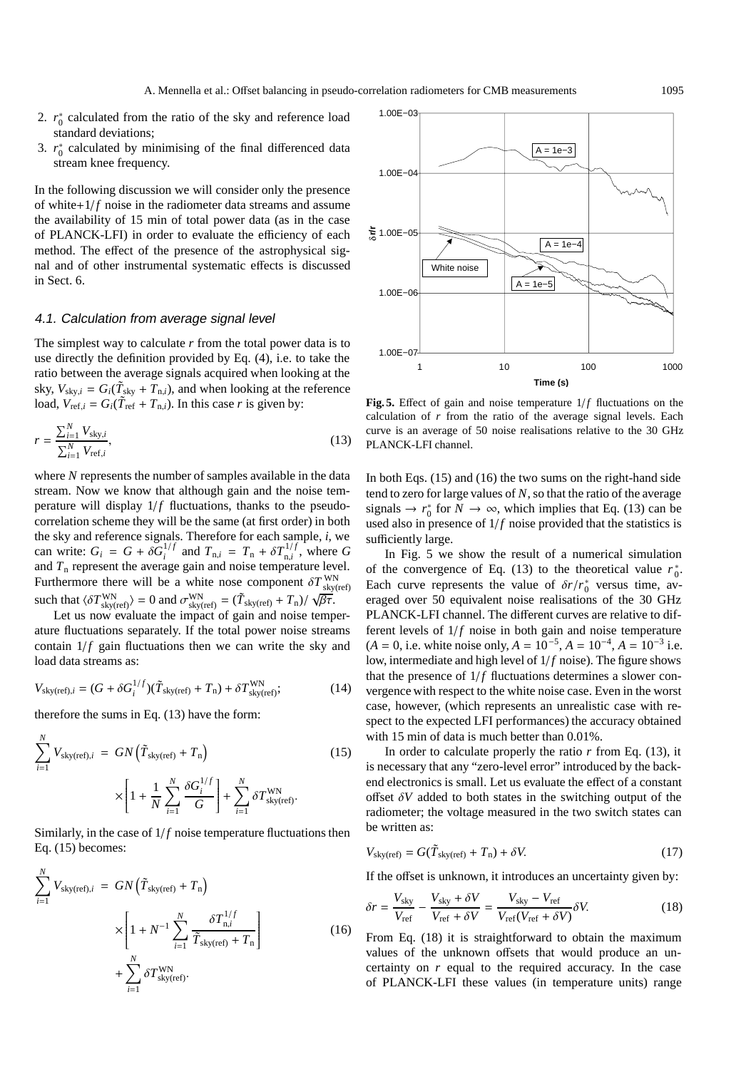2. $r_0^*$ calculated from the ratio of the sky and reference load standard deviations;
3. $r_0^*$ calculated by minimising of the final differenced data stream knee frequency.

In the following discussion we will consider only the presence of white+$1/f$ noise in the radiometer data streams and assume the availability of 15 min of total power data (as in the case of PLANCK-LFI) in order to evaluate the efficiency of each method. The effect of the presence of the astrophysical signal and of other instrumental systematic effects is discussed in Sect. 6.

### 4.1. Calculation from average signal level

The simplest way to calculate $r$ from the total power data is to use directly the definition provided by Eq. (4), i.e. to take the ratio between the average signals acquired when looking at the sky, $V_{\rm sky,\it i} = G_i(\tilde{T}_{\rm sky} + T_{{\rm n},i})$, and when looking at the reference load, $V_{{\rm ref},i} = G_i(\tilde{T}_{\rm ref} + T_{{\rm n},i})$. In this case $r$ is given by:

$$r = \frac{\sum_{i=1}^{N} V_{{\rm sky},i}}{\sum_{i=1}^{N} V_{{\rm ref},i}}, \tag{13}$$

where $N$ represents the number of samples available in the data stream. Now we know that although gain and the noise temperature will display $1/f$ fluctuations, thanks to the pseudo-correlation scheme they will be the same (at first order) in both the sky and reference signals. Therefore for each sample, $i$, we can write: $G_i = G + \delta G_i^{1/f}$ and $T_{{\rm n},i} = T_{\rm n} + \delta T_{{\rm n},i}^{1/f}$, where $G$ and $T_{\rm n}$ represent the average gain and noise temperature level. Furthermore there will be a white nose component $\delta T_{\rm sky(ref)}^{\rm WN}$ such that $\langle \delta T_{\rm sky(ref)}^{\rm WN} \rangle = 0$ and $\sigma_{\rm sky(ref)}^{\rm WN} = (\tilde{T}_{\rm sky(ref)} + T_{\rm n})/\sqrt{\beta\tau}$.

Let us now evaluate the impact of gain and noise temperature fluctuations separately. If the total power noise streams contain $1/f$ gain fluctuations then we can write the sky and load data streams as:

$$V_{{\rm sky(ref)},i} = (G + \delta G_i^{1/f})(\tilde{T}_{\rm sky(ref)} + T_{\rm n}) + \delta T_{\rm sky(ref)}^{\rm WN}; \tag{14}$$

therefore the sums in Eq. (13) have the form:

$$\sum_{i=1}^{N} V_{{\rm sky(ref)},i} = GN\left(\tilde{T}_{\rm sky(ref)} + T_{\rm n}\right) \times \left[1 + \frac{1}{N}\sum_{i=1}^{N}\frac{\delta G_i^{1/f}}{G}\right] + \sum_{i=1}^{N}\delta T_{\rm sky(ref)}^{\rm WN}. \tag{15}$$

Similarly, in the case of $1/f$ noise temperature fluctuations then Eq. (15) becomes:

$$\sum_{i=1}^{N} V_{{\rm sky(ref)},i} = GN\left(\tilde{T}_{\rm sky(ref)} + T_{\rm n}\right) \times \left[1 + N^{-1}\sum_{i=1}^{N}\frac{\delta T_{{\rm n},i}^{1/f}}{\tilde{T}_{\rm sky(ref)} + T_{\rm n}}\right] + \sum_{i=1}^{N}\delta T_{\rm sky(ref)}^{\rm WN}. \tag{16}$$

**Fig. 5.** Effect of gain and noise temperature $1/f$ fluctuations on the calculation of $r$ from the ratio of the average signal levels. Each curve is an average of 50 noise realisations relative to the 30 GHz PLANCK-LFI channel.

In both Eqs. (15) and (16) the two sums on the right-hand side tend to zero for large values of $N$, so that the ratio of the average signals $\to r_0^*$ for $N \to \infty$, which implies that Eq. (13) can be used also in presence of $1/f$ noise provided that the statistics is sufficiently large.

In Fig. 5 we show the result of a numerical simulation of the convergence of Eq. (13) to the theoretical value $r_0^*$. Each curve represents the value of $\delta r/r_0^*$ versus time, averaged over 50 equivalent noise realisations of the 30 GHz PLANCK-LFI channel. The different curves are relative to different levels of $1/f$ noise in both gain and noise temperature ($A = 0$, i.e. white noise only, $A = 10^{-5}$, $A = 10^{-4}$, $A = 10^{-3}$ i.e. low, intermediate and high level of $1/f$ noise). The figure shows that the presence of $1/f$ fluctuations determines a slower convergence with respect to the white noise case. Even in the worst case, however, (which represents an unrealistic case with respect to the expected LFI performances) the accuracy obtained with 15 min of data is much better than 0.01%.

In order to calculate properly the ratio $r$ from Eq. (13), it is necessary that any "zero-level error" introduced by the back-end electronics is small. Let us evaluate the effect of a constant offset $\delta V$ added to both states in the switching output of the radiometer; the voltage measured in the two switch states can be written as:

$$V_{\rm sky(ref)} = G(\tilde{T}_{\rm sky(ref)} + T_{\rm n}) + \delta V. \tag{17}$$

If the offset is unknown, it introduces an uncertainty given by:

$$\delta r = \frac{V_{\rm sky}}{V_{\rm ref}} - \frac{V_{\rm sky} + \delta V}{V_{\rm ref} + \delta V} = \frac{V_{\rm sky} - V_{\rm ref}}{V_{\rm ref}(V_{\rm ref} + \delta V)}\delta V. \tag{18}$$

From Eq. (18) it is straightforward to obtain the maximum values of the unknown offsets that would produce an uncertainty on $r$ equal to the required accuracy. In the case of PLANCK-LFI these values (in temperature units) range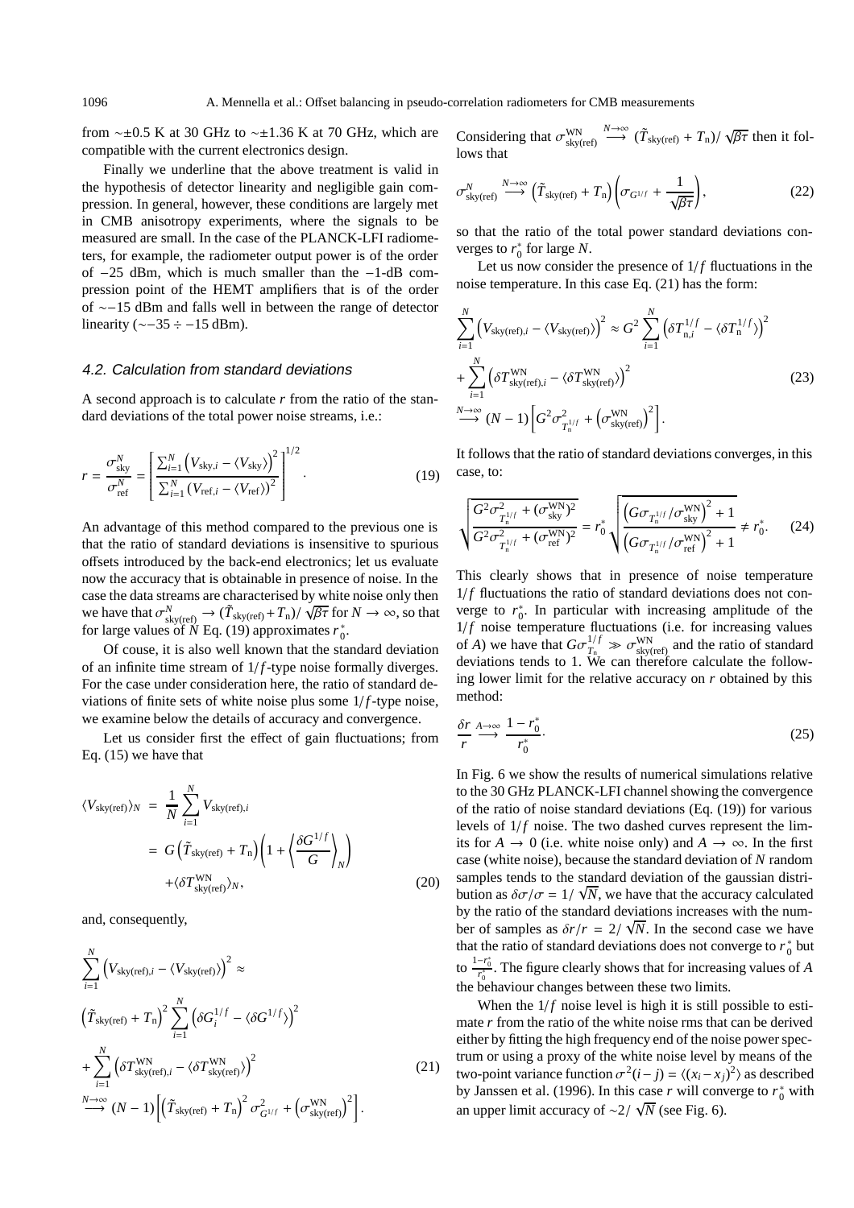from $\sim\pm 0.5$ K at 30 GHz to $\sim\pm 1.36$ K at 70 GHz, which are compatible with the current electronics design.

Finally we underline that the above treatment is valid in the hypothesis of detector linearity and negligible gain compression. In general, however, these conditions are largely met in CMB anisotropy experiments, where the signals to be measured are small. In the case of the PLANCK-LFI radiometers, for example, the radiometer output power is of the order of $-25$ dBm, which is much smaller than the $-1$-dB compression point of the HEMT amplifiers that is of the order of $\sim -15$ dBm and falls well in between the range of detector linearity ($\sim -35 \div -15$ dBm).

### 4.2. Calculation from standard deviations

A second approach is to calculate $r$ from the ratio of the standard deviations of the total power noise streams, i.e.:

$$
r = \frac{\sigma^N_{\rm sky}}{\sigma^N_{\rm ref}} = \left[ \frac{\sum_{i=1}^N \left(V_{{\rm sky},i} - \langle V_{\rm sky}\rangle\right)^2}{\sum_{i=1}^N \left(V_{{\rm ref},i} - \langle V_{\rm ref}\rangle\right)^2} \right]^{1/2}. \tag{19}
$$

An advantage of this method compared to the previous one is that the ratio of standard deviations is insensitive to spurious offsets introduced by the back-end electronics; let us evaluate now the accuracy that is obtainable in presence of noise. In the case the data streams are characterised by white noise only then we have that $\sigma^N_{\rm sky(ref)} \to (\tilde{T}_{\rm sky(ref)} + T_{\rm n})/\sqrt{\beta\tau}$ for $N \to \infty$, so that for large values of $N$ Eq. (19) approximates $r^*_0$.

Of couse, it is also well known that the standard deviation of an infinite time stream of $1/f$-type noise formally diverges. For the case under consideration here, the ratio of standard deviations of finite sets of white noise plus some $1/f$-type noise, we examine below the details of accuracy and convergence.

Let us consider first the effect of gain fluctuations; from Eq. (15) we have that

$$
\begin{aligned}
\langle V_{\rm sky(ref)}\rangle_N &= \frac{1}{N}\sum_{i=1}^N V_{{\rm sky(ref)},i} \\
&= G\left(\tilde{T}_{\rm sky(ref)} + T_{\rm n}\right)\left(1 + \left\langle \frac{\delta G^{1/f}}{G}\right\rangle_N\right) \\
&\quad + \langle \delta T^{\rm WN}_{\rm sky(ref)}\rangle_N,
\end{aligned} \tag{20}
$$

and, consequently,

$$
\begin{aligned}
&\sum_{i=1}^N \left(V_{{\rm sky(ref)},i} - \langle V_{\rm sky(ref)}\rangle\right)^2 \approx \\
&\left(\tilde{T}_{\rm sky(ref)} + T_{\rm n}\right)^2 \sum_{i=1}^N \left(\delta G^{1/f}_i - \langle \delta G^{1/f}\rangle\right)^2 \\
&+ \sum_{i=1}^N \left(\delta T^{\rm WN}_{{\rm sky(ref)},i} - \langle \delta T^{\rm WN}_{\rm sky(ref)}\rangle\right)^2 \\
&\stackrel{N\to\infty}{\longrightarrow} (N-1)\left[\left(\tilde{T}_{\rm sky(ref)} + T_{\rm n}\right)^2 \sigma^2_{G^{1/f}} + \left(\sigma^{\rm WN}_{\rm sky(ref)}\right)^2\right].
\end{aligned} \tag{21}
$$

Considering that $\sigma^{\rm WN}_{\rm sky(ref)} \stackrel{N\to\infty}{\longrightarrow} (\tilde{T}_{\rm sky(ref)} + T_{\rm n})/\sqrt{\beta\tau}$ then it follows that

$$
\sigma^N_{\rm sky(ref)} \stackrel{N\to\infty}{\longrightarrow} \left(\tilde{T}_{\rm sky(ref)} + T_{\rm n}\right)\left(\sigma_{G^{1/f}} + \frac{1}{\sqrt{\beta\tau}}\right), \tag{22}
$$

so that the ratio of the total power standard deviations converges to $r^*_0$ for large $N$.

Let us now consider the presence of $1/f$ fluctuations in the noise temperature. In this case Eq. (21) has the form:

$$
\begin{aligned}
&\sum_{i=1}^N \left(V_{{\rm sky(ref)},i} - \langle V_{\rm sky(ref)}\rangle\right)^2 \approx G^2 \sum_{i=1}^N \left(\delta T^{1/f}_{{\rm n},i} - \langle \delta T^{1/f}_{\rm n}\rangle\right)^2 \\
&+ \sum_{i=1}^N \left(\delta T^{\rm WN}_{{\rm sky(ref)},i} - \langle \delta T^{\rm WN}_{\rm sky(ref)}\rangle\right)^2 \\
&\stackrel{N\to\infty}{\longrightarrow} (N-1)\left[G^2\sigma^2_{T^{1/f}_{\rm n}} + \left(\sigma^{\rm WN}_{\rm sky(ref)}\right)^2\right].
\end{aligned} \tag{23}
$$

It follows that the ratio of standard deviations converges, in this case, to:

$$
\sqrt{\frac{G^2\sigma^2_{T^{1/f}_{\rm n}} + (\sigma^{\rm WN}_{\rm sky})^2}{G^2\sigma^2_{T^{1/f}_{\rm n}} + (\sigma^{\rm WN}_{\rm ref})^2}} = r^*_0 \sqrt{\frac{\left(G\sigma_{T^{1/f}_{\rm n}}/\sigma^{\rm WN}_{\rm sky}\right)^2 + 1}{\left(G\sigma_{T^{1/f}_{\rm n}}/\sigma^{\rm WN}_{\rm ref}\right)^2 + 1}} \neq r^*_0. \tag{24}
$$

This clearly shows that in presence of noise temperature $1/f$ fluctuations the ratio of standard deviations does not converge to $r^*_0$. In particular with increasing amplitude of the $1/f$ noise temperature fluctuations (i.e. for increasing values of $A$) we have that $G\sigma^{1/f}_{T_{\rm n}} \gg \sigma^{\rm WN}_{\rm sky(ref)}$ and the ratio of standard deviations tends to 1. We can therefore calculate the following lower limit for the relative accuracy on $r$ obtained by this method:

$$
\frac{\delta r}{r} \stackrel{A\to\infty}{\longrightarrow} \frac{1 - r^*_0}{r^*_0}. \tag{25}
$$

In Fig. 6 we show the results of numerical simulations relative to the 30 GHz PLANCK-LFI channel showing the convergence of the ratio of noise standard deviations (Eq. (19)) for various levels of $1/f$ noise. The two dashed curves represent the limits for $A \to 0$ (i.e. white noise only) and $A \to \infty$. In the first case (white noise), because the standard deviation of $N$ random samples tends to the standard deviation of the gaussian distribution as $\delta\sigma/\sigma = 1/\sqrt{N}$, we have that the accuracy calculated by the ratio of the standard deviations increases with the number of samples as $\delta r/r = 2/\sqrt{N}$. In the second case we have that the ratio of standard deviations does not converge to $r^*_0$ but to $\frac{1-r^*_0}{r^*_0}$. The figure clearly shows that for increasing values of $A$ the behaviour changes between these two limits.

When the $1/f$ noise level is high it is still possible to estimate $r$ from the ratio of the white noise rms that can be derived either by fitting the high frequency end of the noise power spectrum or using a proxy of the white noise level by means of the two-point variance function $\sigma^2(i-j) = \langle (x_i - x_j)^2\rangle$ as described by Janssen et al. (1996). In this case $r$ will converge to $r^*_0$ with an upper limit accuracy of $\sim 2/\sqrt{N}$ (see Fig. 6).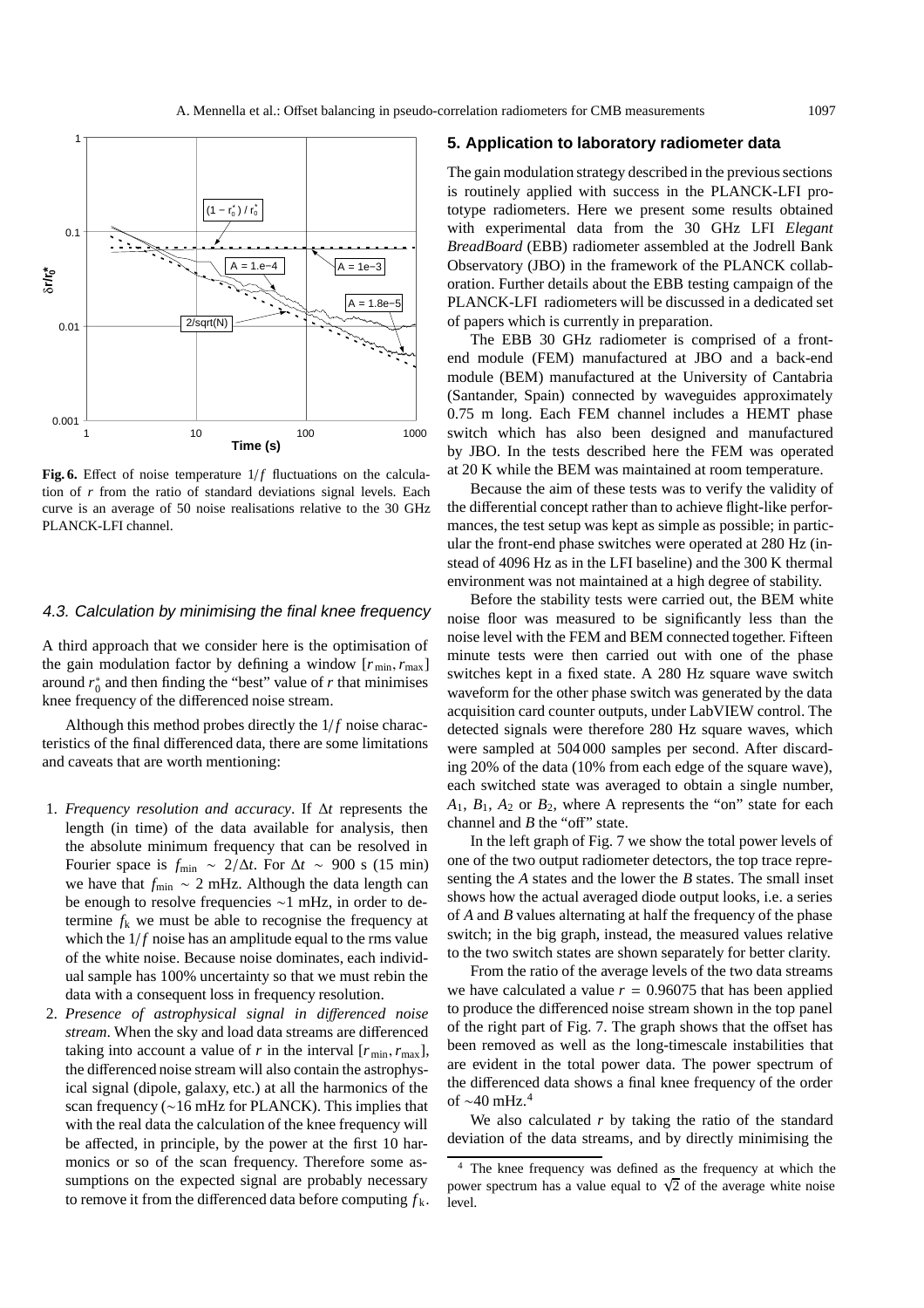Fig. 6. Effect of noise temperature $1/f$ fluctuations on the calculation of $r$ from the ratio of standard deviations signal levels. Each curve is an average of 50 noise realisations relative to the 30 GHz PLANCK-LFI channel.

### 4.3. Calculation by minimising the final knee frequency

A third approach that we consider here is the optimisation of the gain modulation factor by defining a window $[r_{\min}, r_{\max}]$ around $r_0^*$ and then finding the "best" value of $r$ that minimises knee frequency of the differenced noise stream.

Although this method probes directly the $1/f$ noise characteristics of the final differenced data, there are some limitations and caveats that are worth mentioning:

1. *Frequency resolution and accuracy*. If $\Delta t$ represents the length (in time) of the data available for analysis, then the absolute minimum frequency that can be resolved in Fourier space is $f_{\min} \sim 2/\Delta t$. For $\Delta t \sim 900$ s (15 min) we have that $f_{\min} \sim 2$ mHz. Although the data length can be enough to resolve frequencies ~1 mHz, in order to determine $f_k$ we must be able to recognise the frequency at which the $1/f$ noise has an amplitude equal to the rms value of the white noise. Because noise dominates, each individual sample has 100% uncertainty so that we must rebin the data with a consequent loss in frequency resolution.
2. *Presence of astrophysical signal in differenced noise stream*. When the sky and load data streams are differenced taking into account a value of $r$ in the interval $[r_{\min}, r_{\max}]$, the differenced noise stream will also contain the astrophysical signal (dipole, galaxy, etc.) at all the harmonics of the scan frequency (~16 mHz for PLANCK). This implies that with the real data the calculation of the knee frequency will be affected, in principle, by the power at the first 10 harmonics or so of the scan frequency. Therefore some assumptions on the expected signal are probably necessary to remove it from the differenced data before computing $f_k$.

## 5. Application to laboratory radiometer data

The gain modulation strategy described in the previous sections is routinely applied with success in the PLANCK-LFI prototype radiometers. Here we present some results obtained with experimental data from the 30 GHz LFI *Elegant BreadBoard* (EBB) radiometer assembled at the Jodrell Bank Observatory (JBO) in the framework of the PLANCK collaboration. Further details about the EBB testing campaign of the PLANCK-LFI radiometers will be discussed in a dedicated set of papers which is currently in preparation.

The EBB 30 GHz radiometer is comprised of a front-end module (FEM) manufactured at JBO and a back-end module (BEM) manufactured at the University of Cantabria (Santander, Spain) connected by waveguides approximately 0.75 m long. Each FEM channel includes a HEMT phase switch which has also been designed and manufactured by JBO. In the tests described here the FEM was operated at 20 K while the BEM was maintained at room temperature.

Because the aim of these tests was to verify the validity of the differential concept rather than to achieve flight-like performances, the test setup was kept as simple as possible; in particular the front-end phase switches were operated at 280 Hz (instead of 4096 Hz as in the LFI baseline) and the 300 K thermal environment was not maintained at a high degree of stability.

Before the stability tests were carried out, the BEM white noise floor was measured to be significantly less than the noise level with the FEM and BEM connected together. Fifteen minute tests were then carried out with one of the phase switches kept in a fixed state. A 280 Hz square wave switch waveform for the other phase switch was generated by the data acquisition card counter outputs, under LabVIEW control. The detected signals were therefore 280 Hz square waves, which were sampled at 504 000 samples per second. After discarding 20% of the data (10% from each edge of the square wave), each switched state was averaged to obtain a single number, $A_1$, $B_1$, $A_2$ or $B_2$, where A represents the "on" state for each channel and $B$ the "off" state.

In the left graph of Fig. 7 we show the total power levels of one of the two output radiometer detectors, the top trace representing the $A$ states and the lower the $B$ states. The small inset shows how the actual averaged diode output looks, i.e. a series of $A$ and $B$ values alternating at half the frequency of the phase switch; in the big graph, instead, the measured values relative to the two switch states are shown separately for better clarity.

From the ratio of the average levels of the two data streams we have calculated a value $r = 0.96075$ that has been applied to produce the differenced noise stream shown in the top panel of the right part of Fig. 7. The graph shows that the offset has been removed as well as the long-timescale instabilities that are evident in the total power data. The power spectrum of the differenced data shows a final knee frequency of the order of ~40 mHz.[4]

We also calculated $r$ by taking the ratio of the standard deviation of the data streams, and by directly minimising the

[4] The knee frequency was defined as the frequency at which the power spectrum has a value equal to $\sqrt{2}$ of the average white noise level.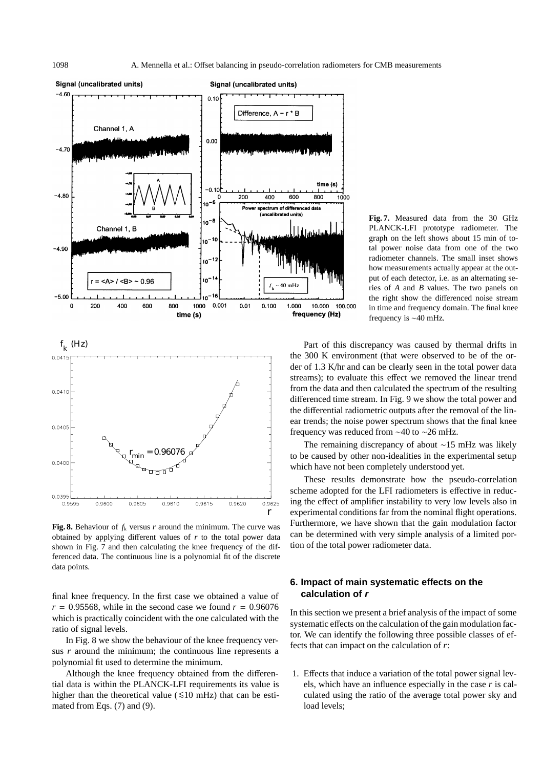**Fig. 7.** Measured data from the 30 GHz PLANCK-LFI prototype radiometer. The graph on the left shows about 15 min of total power noise data from one of the two radiometer channels. The small inset shows how measurements actually appear at the output of each detector, i.e. as an alternating series of $A$ and $B$ values. The two panels on the right show the differenced noise stream in time and frequency domain. The final knee frequency is ∼40 mHz.

**Fig. 8.** Behaviour of $f_k$ versus $r$ around the minimum. The curve was obtained by applying different values of $r$ to the total power data shown in Fig. 7 and then calculating the knee frequency of the differenced data. The continuous line is a polynomial fit of the discrete data points.

final knee frequency. In the first case we obtained a value of $r = 0.95568$, while in the second case we found $r = 0.96076$ which is practically coincident with the one calculated with the ratio of signal levels.

In Fig. 8 we show the behaviour of the knee frequency versus $r$ around the minimum; the continuous line represents a polynomial fit used to determine the minimum.

Although the knee frequency obtained from the differential data is within the PLANCK-LFI requirements its value is higher than the theoretical value (≲10 mHz) that can be estimated from Eqs. (7) and (9).

Part of this discrepancy was caused by thermal drifts in the 300 K environment (that were observed to be of the order of 1.3 K/hr and can be clearly seen in the total power data streams); to evaluate this effect we removed the linear trend from the data and then calculated the spectrum of the resulting differenced time stream. In Fig. 9 we show the total power and the differential radiometric outputs after the removal of the linear trends; the noise power spectrum shows that the final knee frequency was reduced from ∼40 to ∼26 mHz.

The remaining discrepancy of about ∼15 mHz was likely to be caused by other non-idealities in the experimental setup which have not been completely understood yet.

These results demonstrate how the pseudo-correlation scheme adopted for the LFI radiometers is effective in reducing the effect of amplifier instability to very low levels also in experimental conditions far from the nominal flight operations. Furthermore, we have shown that the gain modulation factor can be determined with very simple analysis of a limited portion of the total power radiometer data.

## 6. Impact of main systematic effects on the calculation of *r*

In this section we present a brief analysis of the impact of some systematic effects on the calculation of the gain modulation factor. We can identify the following three possible classes of effects that can impact on the calculation of $r$:

1. Effects that induce a variation of the total power signal levels, which have an influence especially in the case $r$ is calculated using the ratio of the average total power sky and load levels;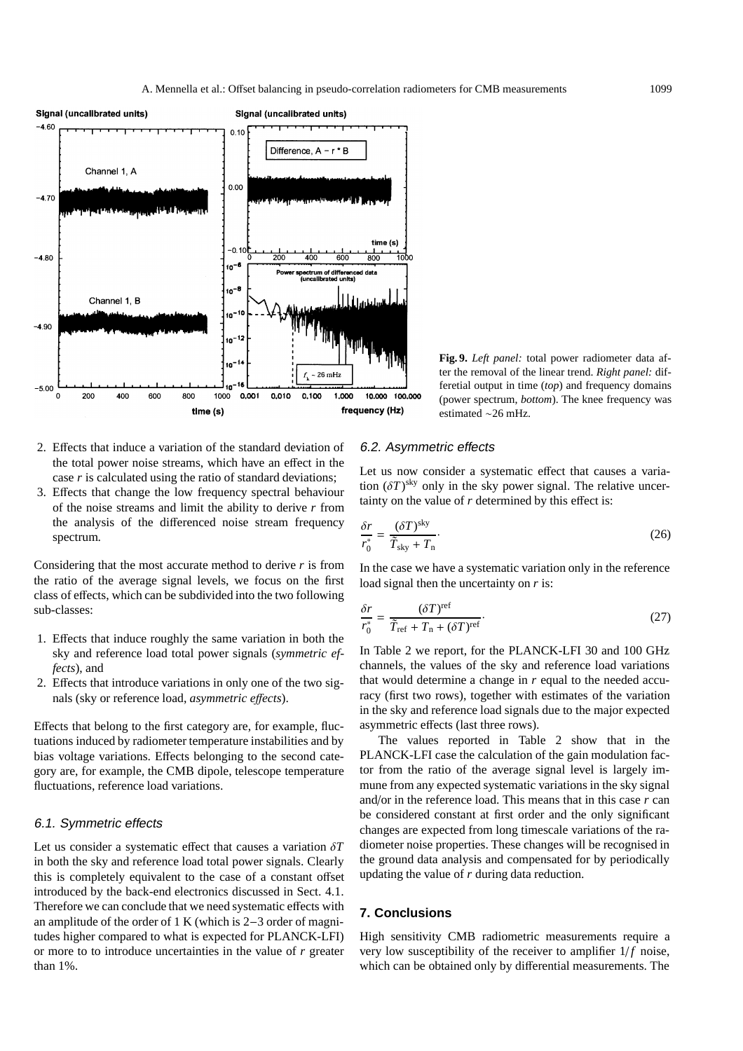**Fig. 9.** *Left panel:* total power radiometer data after the removal of the linear trend. *Right panel:* differetial output in time (*top*) and frequency domains (power spectrum, *bottom*). The knee frequency was estimated ~26 mHz.

2. Effects that induce a variation of the standard deviation of the total power noise streams, which have an effect in the case $r$ is calculated using the ratio of standard deviations;
3. Effects that change the low frequency spectral behaviour of the noise streams and limit the ability to derive $r$ from the analysis of the differenced noise stream frequency spectrum.

Considering that the most accurate method to derive $r$ is from the ratio of the average signal levels, we focus on the first class of effects, which can be subdivided into the two following sub-classes:

1. Effects that induce roughly the same variation in both the sky and reference load total power signals (*symmetric effects*), and
2. Effects that introduce variations in only one of the two signals (sky or reference load, *asymmetric effects*).

Effects that belong to the first category are, for example, fluctuations induced by radiometer temperature instabilities and by bias voltage variations. Effects belonging to the second category are, for example, the CMB dipole, telescope temperature fluctuations, reference load variations.

### 6.1. Symmetric effects

Let us consider a systematic effect that causes a variation $\delta T$ in both the sky and reference load total power signals. Clearly this is completely equivalent to the case of a constant offset introduced by the back-end electronics discussed in Sect. 4.1. Therefore we can conclude that we need systematic effects with an amplitude of the order of 1 K (which is 2−3 order of magnitudes higher compared to what is expected for PLANCK-LFI) or more to to introduce uncertainties in the value of $r$ greater than 1%.

### 6.2. Asymmetric effects

Let us now consider a systematic effect that causes a variation $(\delta T)^{\rm sky}$ only in the sky power signal. The relative uncertainty on the value of $r$ determined by this effect is:

$$\frac{\delta r}{r_0^*} = \frac{(\delta T)^{\rm sky}}{\tilde{T}_{\rm sky} + T_{\rm n}}. \tag{26}$$

In the case we have a systematic variation only in the reference load signal then the uncertainty on $r$ is:

$$\frac{\delta r}{r_0^*} = \frac{(\delta T)^{\rm ref}}{\tilde{T}_{\rm ref} + T_{\rm n} + (\delta T)^{\rm ref}}. \tag{27}$$

In Table 2 we report, for the PLANCK-LFI 30 and 100 GHz channels, the values of the sky and reference load variations that would determine a change in $r$ equal to the needed accuracy (first two rows), together with estimates of the variation in the sky and reference load signals due to the major expected asymmetric effects (last three rows).

The values reported in Table 2 show that in the PLANCK-LFI case the calculation of the gain modulation factor from the ratio of the average signal level is largely immune from any expected systematic variations in the sky signal and/or in the reference load. This means that in this case $r$ can be considered constant at first order and the only significant changes are expected from long timescale variations of the radiometer noise properties. These changes will be recognised in the ground data analysis and compensated for by periodically updating the value of $r$ during data reduction.

## 7. Conclusions

High sensitivity CMB radiometric measurements require a very low susceptibility of the receiver to amplifier $1/f$ noise, which can be obtained only by differential measurements. The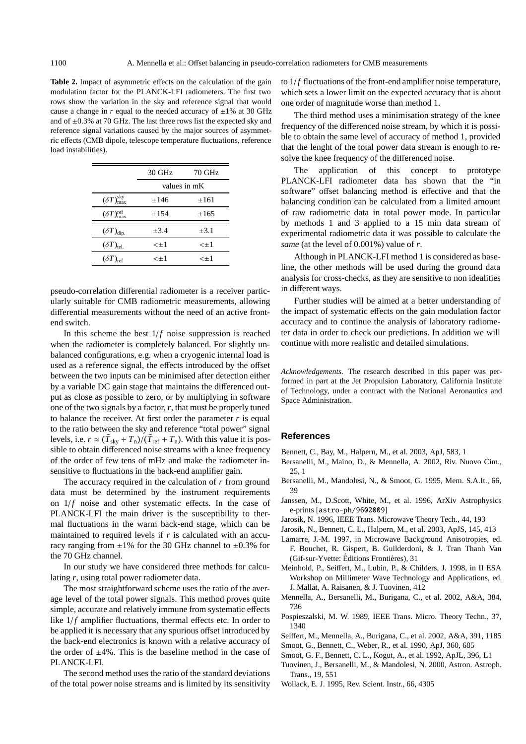**Table 2.** Impact of asymmetric effects on the calculation of the gain modulation factor for the PLANCK-LFI radiometers. The first two rows show the variation in the sky and reference signal that would cause a change in $r$ equal to the needed accuracy of $\pm 1\%$ at 30 GHz and of $\pm 0.3\%$ at 70 GHz. The last three rows list the expected sky and reference signal variations caused by the major sources of asymmetric effects (CMB dipole, telescope temperature fluctuations, reference load instabilities).

| | 30 GHz | 70 GHz |
|---|---|---|
| | values in mK | |
| $(\delta T)^{\rm sky}_{\rm max}$ | $\pm 146$ | $\pm 161$ |
| $(\delta T)^{\rm ref}_{\rm max}$ | $\pm 154$ | $\pm 165$ |
| $(\delta T)_{\rm dip.}$ | $\pm 3.4$ | $\pm 3.1$ |
| $(\delta T)_{\rm tel.}$ | $<\pm 1$ | $<\pm 1$ |
| $(\delta T)_{\rm ref}$ | $<\pm 1$ | $<\pm 1$ |

pseudo-correlation differential radiometer is a receiver particularly suitable for CMB radiometric measurements, allowing differential measurements without the need of an active front-end switch.

In this scheme the best $1/f$ noise suppression is reached when the radiometer is completely balanced. For slightly unbalanced configurations, e.g. when a cryogenic internal load is used as a reference signal, the effects introduced by the offset between the two inputs can be minimised after detection either by a variable DC gain stage that maintains the differenced output as close as possible to zero, or by multiplying in software one of the two signals by a factor, $r$, that must be properly tuned to balance the receiver. At first order the parameter $r$ is equal to the ratio between the sky and reference "total power" signal levels, i.e. $r \approx (\tilde{T}_{\rm sky} + T_{\rm n})/(\tilde{T}_{\rm ref} + T_{\rm n})$. With this value it is possible to obtain differenced noise streams with a knee frequency of the order of few tens of mHz and make the radiometer insensitive to fluctuations in the back-end amplifier gain.

The accuracy required in the calculation of $r$ from ground data must be determined by the instrument requirements on $1/f$ noise and other systematic effects. In the case of PLANCK-LFI the main driver is the susceptibility to thermal fluctuations in the warm back-end stage, which can be maintained to required levels if $r$ is calculated with an accuracy ranging from $\pm 1\%$ for the 30 GHz channel to $\pm 0.3\%$ for the 70 GHz channel.

In our study we have considered three methods for calculating $r$, using total power radiometer data.

The most straightforward scheme uses the ratio of the average level of the total power signals. This method proves quite simple, accurate and relatively immune from systematic effects like $1/f$ amplifier fluctuations, thermal effects etc. In order to be applied it is necessary that any spurious offset introduced by the back-end electronics is known with a relative accuracy of the order of $\pm 4\%$. This is the baseline method in the case of PLANCK-LFI.

The second method uses the ratio of the standard deviations of the total power noise streams and is limited by its sensitivity to $1/f$ fluctuations of the front-end amplifier noise temperature, which sets a lower limit on the expected accuracy that is about one order of magnitude worse than method 1.

The third method uses a minimisation strategy of the knee frequency of the differenced noise stream, by which it is possible to obtain the same level of accuracy of method 1, provided that the lenght of the total power data stream is enough to resolve the knee frequency of the differenced noise.

The application of this concept to prototype PLANCK-LFI radiometer data has shown that the "in software" offset balancing method is effective and that the balancing condition can be calculated from a limited amount of raw radiometric data in total power mode. In particular by methods 1 and 3 applied to a 15 min data stream of experimental radiometric data it was possible to calculate the *same* (at the level of 0.001%) value of $r$.

Although in PLANCK-LFI method 1 is considered as baseline, the other methods will be used during the ground data analysis for cross-checks, as they are sensitive to non idealities in different ways.

Further studies will be aimed at a better understanding of the impact of systematic effects on the gain modulation factor accuracy and to continue the analysis of laboratory radiometer data in order to check our predictions. In addition we will continue with more realistic and detailed simulations.

*Acknowledgements.* The research described in this paper was performed in part at the Jet Propulsion Laboratory, California Institute of Technology, under a contract with the National Aeronautics and Space Administration.

## References

Bennett, C., Bay, M., Halpern, M., et al. 2003, ApJ, 583, 1

Bersanelli, M., Maino, D., & Mennella, A. 2002, Riv. Nuovo Cim., 25, 1

Bersanelli, M., Mandolesi, N., & Smoot, G. 1995, Mem. S.A.It., 66, 39

Janssen, M., D.Scott, White, M., et al. 1996, ArXiv Astrophysics e-prints [astro-ph/9602009]

Jarosik, N. 1996, IEEE Trans. Microwave Theory Tech., 44, 193

Jarosik, N., Bennett, C. L., Halpern, M., et al. 2003, ApJS, 145, 413

Lamarre, J.-M. 1997, in Microwave Background Anisotropies, ed. F. Bouchet, R. Gispert, B. Guilderdoni, & J. Tran Thanh Van (Gif-sur-Yvette: Éditions Frontières), 31

Meinhold, P., Seiffert, M., Lubin, P., & Childers, J. 1998, in II ESA Workshop on Millimeter Wave Technology and Applications, ed. J. Mallat, A. Raisanen, & J. Tuovinen, 412

Mennella, A., Bersanelli, M., Burigana, C., et al. 2002, A&A, 384, 736

Pospieszalski, M. W. 1989, IEEE Trans. Micro. Theory Techn., 37, 1340

Seiffert, M., Mennella, A., Burigana, C., et al. 2002, A&A, 391, 1185

Smoot, G., Bennett, C., Weber, R., et al. 1990, ApJ, 360, 685

Smoot, G. F., Bennett, C. L., Kogut, A., et al. 1992, ApJL, 396, L1

Tuovinen, J., Bersanelli, M., & Mandolesi, N. 2000, Astron. Astroph. Trans., 19, 551

Wollack, E. J. 1995, Rev. Scient. Instr., 66, 4305